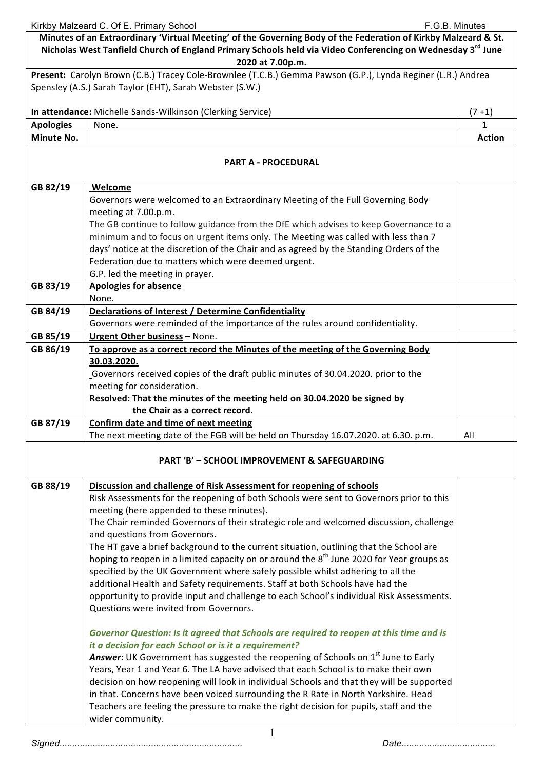**Minutes of an Extraordinary 'Virtual Meeting' of the Governing Body of the Federation of Kirkby Malzeard & St. Nicholas West Tanfield Church of England Primary Schools held via Video Conferencing on Wednesday 3rd June 2020 at 7.00p.m.**

**Present:** Carolyn Brown (C.B.) Tracey Cole-Brownlee (T.C.B.) Gemma Pawson (G.P.), Lynda Reginer (L.R.) Andrea Spensley (A.S.) Sarah Taylor (EHT), Sarah Webster (S.W.)

**In attendance:** Michelle Sands-Wilkinson (Clerking Service) (7 +1)

| **Apologies** | None. | **1** |
|---|---|---|
| **Minute No.** | | **Action** |

## PART A - PROCEDURAL

| | | |
|---|---|---|
| GB 82/19 | **Welcome**<br>Governors were welcomed to an Extraordinary Meeting of the Full Governing Body meeting at 7.00.p.m.<br>The GB continue to follow guidance from the DfE which advises to keep Governance to a minimum and to focus on urgent items only. The Meeting was called with less than 7 days' notice at the discretion of the Chair and as agreed by the Standing Orders of the Federation due to matters which were deemed urgent.<br>G.P. led the meeting in prayer. | |
| GB 83/19 | **Apologies for absence**<br>None. | |
| GB 84/19 | **Declarations of Interest / Determine Confidentiality**<br>Governors were reminded of the importance of the rules around confidentiality. | |
| GB 85/19 | **Urgent Other business** – None. | |
| GB 86/19 | **To approve as a correct record the Minutes of the meeting of the Governing Body 30.03.2020.**<br>Governors received copies of the draft public minutes of 30.04.2020. prior to the meeting for consideration.<br>**Resolved: That the minutes of the meeting held on 30.04.2020 be signed by the Chair as a correct record.** | |
| GB 87/19 | **Confirm date and time of next meeting**<br>The next meeting date of the FGB will be held on Thursday 16.07.2020. at 6.30. p.m. | All |

## PART 'B' – SCHOOL IMPROVEMENT & SAFEGUARDING

| | | |
|---|---|---|
| GB 88/19 | **Discussion and challenge of Risk Assessment for reopening of schools**<br>Risk Assessments for the reopening of both Schools were sent to Governors prior to this meeting (here appended to these minutes).<br>The Chair reminded Governors of their strategic role and welcomed discussion, challenge and questions from Governors.<br>The HT gave a brief background to the current situation, outlining that the School are hoping to reopen in a limited capacity on or around the 8th June 2020 for Year groups as specified by the UK Government where safely possible whilst adhering to all the additional Health and Safety requirements. Staff at both Schools have had the opportunity to provide input and challenge to each School's individual Risk Assessments. Questions were invited from Governors.<br><br>***Governor Question: Is it agreed that Schools are required to reopen at this time and is it a decision for each School or is it a requirement?***<br>***Answer***: UK Government has suggested the reopening of Schools on 1st June to Early Years, Year 1 and Year 6. The LA have advised that each School is to make their own decision on how reopening will look in individual Schools and that they will be supported in that. Concerns have been voiced surrounding the R Rate in North Yorkshire. Head Teachers are feeling the pressure to make the right decision for pupils, staff and the wider community. | |

*Signed........................................................................ Date.....................................*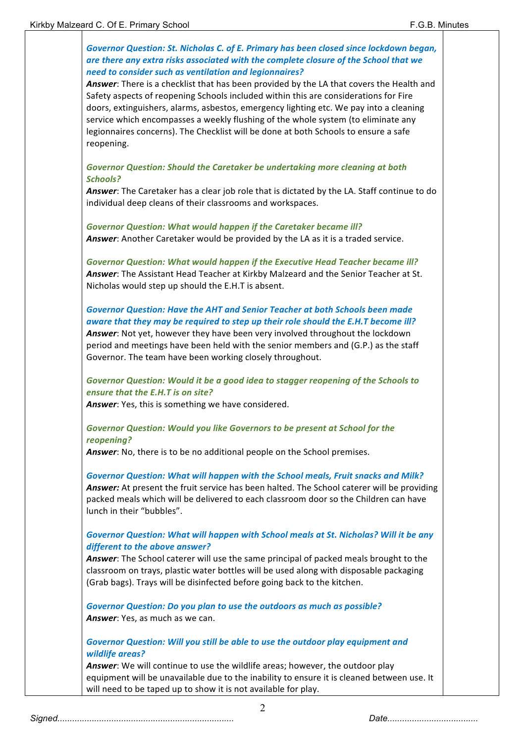***Governor Question: St. Nicholas C. of E. Primary has been closed since lockdown began, are there any extra risks associated with the complete closure of the School that we need to consider such as ventilation and legionnaires?***
***Answer***: There is a checklist that has been provided by the LA that covers the Health and Safety aspects of reopening Schools included within this are considerations for Fire doors, extinguishers, alarms, asbestos, emergency lighting etc. We pay into a cleaning service which encompasses a weekly flushing of the whole system (to eliminate any legionnaires concerns). The Checklist will be done at both Schools to ensure a safe reopening.

***Governor Question: Should the Caretaker be undertaking more cleaning at both Schools?***
***Answer***: The Caretaker has a clear job role that is dictated by the LA. Staff continue to do individual deep cleans of their classrooms and workspaces.

***Governor Question: What would happen if the Caretaker became ill?***
***Answer***: Another Caretaker would be provided by the LA as it is a traded service.

***Governor Question: What would happen if the Executive Head Teacher became ill?***
***Answer***: The Assistant Head Teacher at Kirkby Malzeard and the Senior Teacher at St. Nicholas would step up should the E.H.T is absent.

***Governor Question: Have the AHT and Senior Teacher at both Schools been made aware that they may be required to step up their role should the E.H.T become ill?***
***Answer***: Not yet, however they have been very involved throughout the lockdown period and meetings have been held with the senior members and (G.P.) as the staff Governor. The team have been working closely throughout.

***Governor Question: Would it be a good idea to stagger reopening of the Schools to ensure that the E.H.T is on site?***
***Answer***: Yes, this is something we have considered.

***Governor Question: Would you like Governors to be present at School for the reopening?***
***Answer***: No, there is to be no additional people on the School premises.

***Governor Question: What will happen with the School meals, Fruit snacks and Milk?***
***Answer:*** At present the fruit service has been halted. The School caterer will be providing packed meals which will be delivered to each classroom door so the Children can have lunch in their "bubbles".

***Governor Question: What will happen with School meals at St. Nicholas? Will it be any different to the above answer?***
***Answer***: The School caterer will use the same principal of packed meals brought to the classroom on trays, plastic water bottles will be used along with disposable packaging (Grab bags). Trays will be disinfected before going back to the kitchen.

***Governor Question: Do you plan to use the outdoors as much as possible?***
***Answer***: Yes, as much as we can.

***Governor Question: Will you still be able to use the outdoor play equipment and wildlife areas?***
***Answer***: We will continue to use the wildlife areas; however, the outdoor play equipment will be unavailable due to the inability to ensure it is cleaned between use. It will need to be taped up to show it is not available for play.

*Signed.......................................................................* *Date.....................................*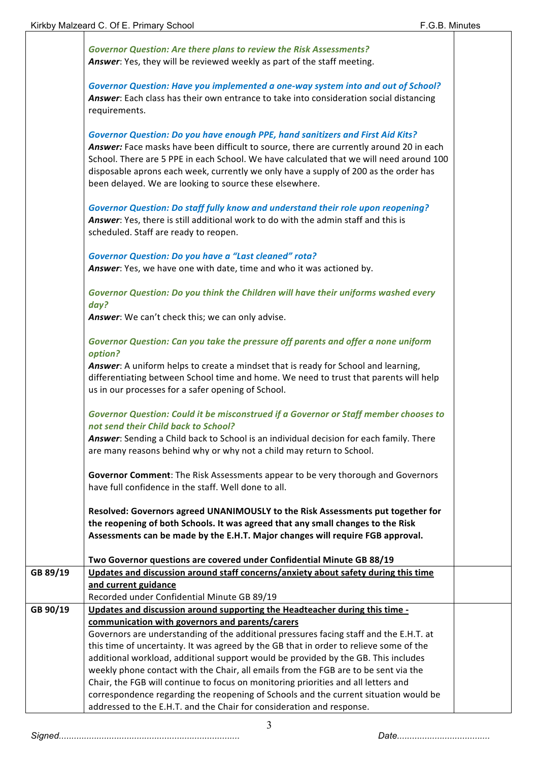| | | |
|---|---|---|
| | ***Governor Question: Are there plans to review the Risk Assessments?***<br>***Answer***: Yes, they will be reviewed weekly as part of the staff meeting.<br><br>***Governor Question: Have you implemented a one-way system into and out of School?***<br>***Answer***: Each class has their own entrance to take into consideration social distancing requirements.<br><br>***Governor Question: Do you have enough PPE, hand sanitizers and First Aid Kits?***<br>***Answer:*** Face masks have been difficult to source, there are currently around 20 in each School. There are 5 PPE in each School. We have calculated that we will need around 100 disposable aprons each week, currently we only have a supply of 200 as the order has been delayed. We are looking to source these elsewhere.<br><br>***Governor Question: Do staff fully know and understand their role upon reopening?***<br>***Answer***: Yes, there is still additional work to do with the admin staff and this is scheduled. Staff are ready to reopen.<br><br>***Governor Question: Do you have a "Last cleaned" rota?***<br>***Answer***: Yes, we have one with date, time and who it was actioned by.<br><br>***Governor Question: Do you think the Children will have their uniforms washed every day?***<br>***Answer***: We can't check this; we can only advise.<br><br>***Governor Question: Can you take the pressure off parents and offer a none uniform option?***<br>***Answer***: A uniform helps to create a mindset that is ready for School and learning, differentiating between School time and home. We need to trust that parents will help us in our processes for a safer opening of School.<br><br>***Governor Question: Could it be misconstrued if a Governor or Staff member chooses to not send their Child back to School?***<br>***Answer***: Sending a Child back to School is an individual decision for each family. There are many reasons behind why or why not a child may return to School.<br><br>**Governor Comment**: The Risk Assessments appear to be very thorough and Governors have full confidence in the staff. Well done to all.<br><br>**Resolved: Governors agreed UNANIMOUSLY to the Risk Assessments put together for the reopening of both Schools. It was agreed that any small changes to the Risk Assessments can be made by the E.H.T. Major changes will require FGB approval.**<br><br>**Two Governor questions are covered under Confidential Minute GB 88/19** | |
| **GB 89/19** | **Updates and discussion around staff concerns/anxiety about safety during this time and current guidance**<br>Recorded under Confidential Minute GB 89/19 | |
| **GB 90/19** | **Updates and discussion around supporting the Headteacher during this time - communication with governors and parents/carers**<br>Governors are understanding of the additional pressures facing staff and the E.H.T. at this time of uncertainty. It was agreed by the GB that in order to relieve some of the additional workload, additional support would be provided by the GB. This includes weekly phone contact with the Chair, all emails from the FGB are to be sent via the Chair, the FGB will continue to focus on monitoring priorities and all letters and correspondence regarding the reopening of Schools and the current situation would be addressed to the E.H.T. and the Chair for consideration and response. | |

*Signed.......................................................................* *Date.....................................*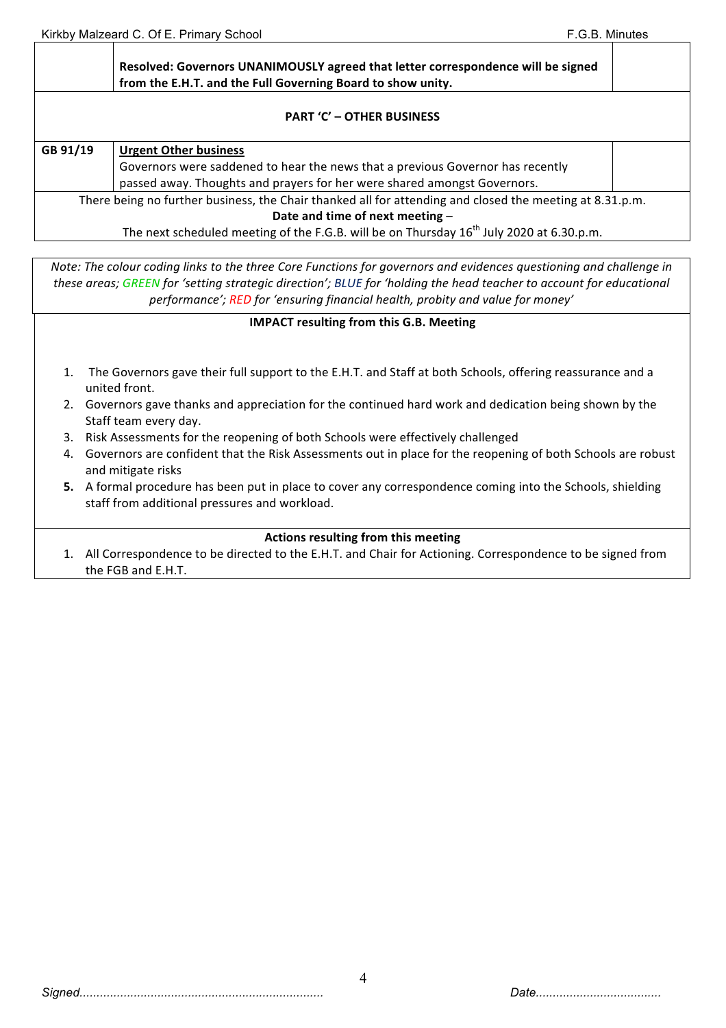| | | |
|---|---|---|
| | **Resolved: Governors UNANIMOUSLY agreed that letter correspondence will be signed from the E.H.T. and the Full Governing Board to show unity.** | |
| | **PART 'C' – OTHER BUSINESS** | |
| **GB 91/19** | **Urgent Other business**<br>Governors were saddened to hear the news that a previous Governor has recently passed away. Thoughts and prayers for her were shared amongst Governors. | |

There being no further business, the Chair thanked all for attending and closed the meeting at 8.31.p.m.

**Date and time of next meeting** –

The next scheduled meeting of the F.G.B. will be on Thursday 16th July 2020 at 6.30.p.m.

*Note: The colour coding links to the three Core Functions for governors and evidences questioning and challenge in these areas; GREEN for 'setting strategic direction'; BLUE for 'holding the head teacher to account for educational performance'; RED for 'ensuring financial health, probity and value for money'*

**IMPACT resulting from this G.B. Meeting**

1. The Governors gave their full support to the E.H.T. and Staff at both Schools, offering reassurance and a united front.
2. Governors gave thanks and appreciation for the continued hard work and dedication being shown by the Staff team every day.
3. Risk Assessments for the reopening of both Schools were effectively challenged
4. Governors are confident that the Risk Assessments out in place for the reopening of both Schools are robust and mitigate risks
5. A formal procedure has been put in place to cover any correspondence coming into the Schools, shielding staff from additional pressures and workload.

**Actions resulting from this meeting**

1. All Correspondence to be directed to the E.H.T. and Chair for Actioning. Correspondence to be signed from the FGB and E.H.T.

*Signed.........................................................................* *Date.....................................*